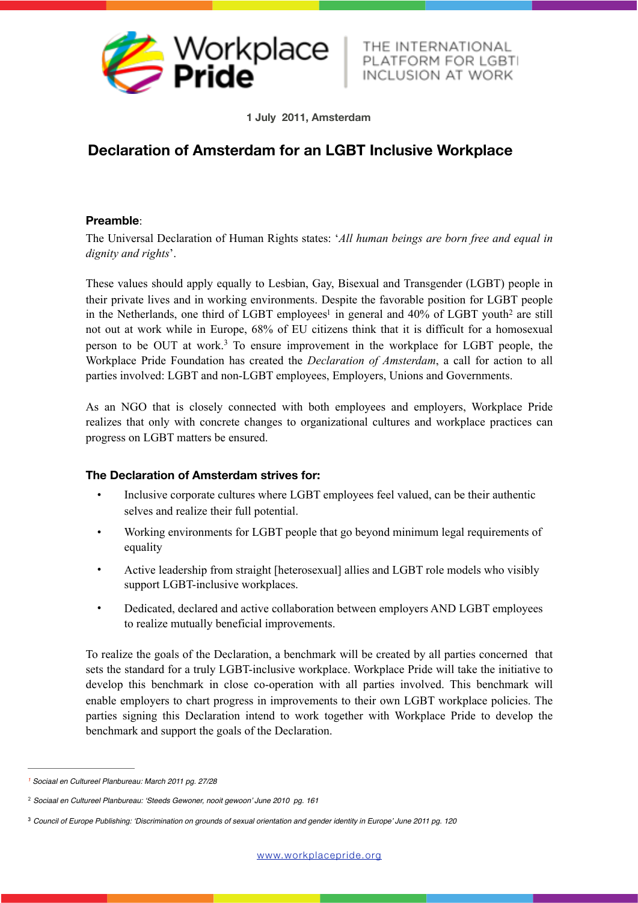Workplace Pride | THE INTERNATIONAL PLATFORM FOR LGBTI INCLUSION AT WORK

**1 July 2011, Amsterdam**

# Declaration of Amsterdam for an LGBT Inclusive Workplace

**Preamble**:

The Universal Declaration of Human Rights states: '*All human beings are born free and equal in dignity and rights*'.

These values should apply equally to Lesbian, Gay, Bisexual and Transgender (LGBT) people in their private lives and in working environments. Despite the favorable position for LGBT people in the Netherlands, one third of LGBT employees[1] in general and 40% of LGBT youth[2] are still not out at work while in Europe, 68% of EU citizens think that it is difficult for a homosexual person to be OUT at work.[3] To ensure improvement in the workplace for LGBT people, the Workplace Pride Foundation has created the *Declaration of Amsterdam*, a call for action to all parties involved: LGBT and non-LGBT employees, Employers, Unions and Governments.

As an NGO that is closely connected with both employees and employers, Workplace Pride realizes that only with concrete changes to organizational cultures and workplace practices can progress on LGBT matters be ensured.

**The Declaration of Amsterdam strives for:**

- Inclusive corporate cultures where LGBT employees feel valued, can be their authentic selves and realize their full potential.
- Working environments for LGBT people that go beyond minimum legal requirements of equality
- Active leadership from straight [heterosexual] allies and LGBT role models who visibly support LGBT-inclusive workplaces.
- Dedicated, declared and active collaboration between employers AND LGBT employees to realize mutually beneficial improvements.

To realize the goals of the Declaration, a benchmark will be created by all parties concerned that sets the standard for a truly LGBT-inclusive workplace. Workplace Pride will take the initiative to develop this benchmark in close co-operation with all parties involved. This benchmark will enable employers to chart progress in improvements to their own LGBT workplace policies. The parties signing this Declaration intend to work together with Workplace Pride to develop the benchmark and support the goals of the Declaration.

---

[1] *Sociaal en Cultureel Planbureau: March 2011 pg. 27/28*

[2] *Sociaal en Cultureel Planbureau: 'Steeds Gewoner, nooit gewoon' June 2010 pg. 161*

[3] *Council of Europe Publishing: 'Discrimination on grounds of sexual orientation and gender identity in Europe' June 2011 pg. 120*

www.workplacepride.org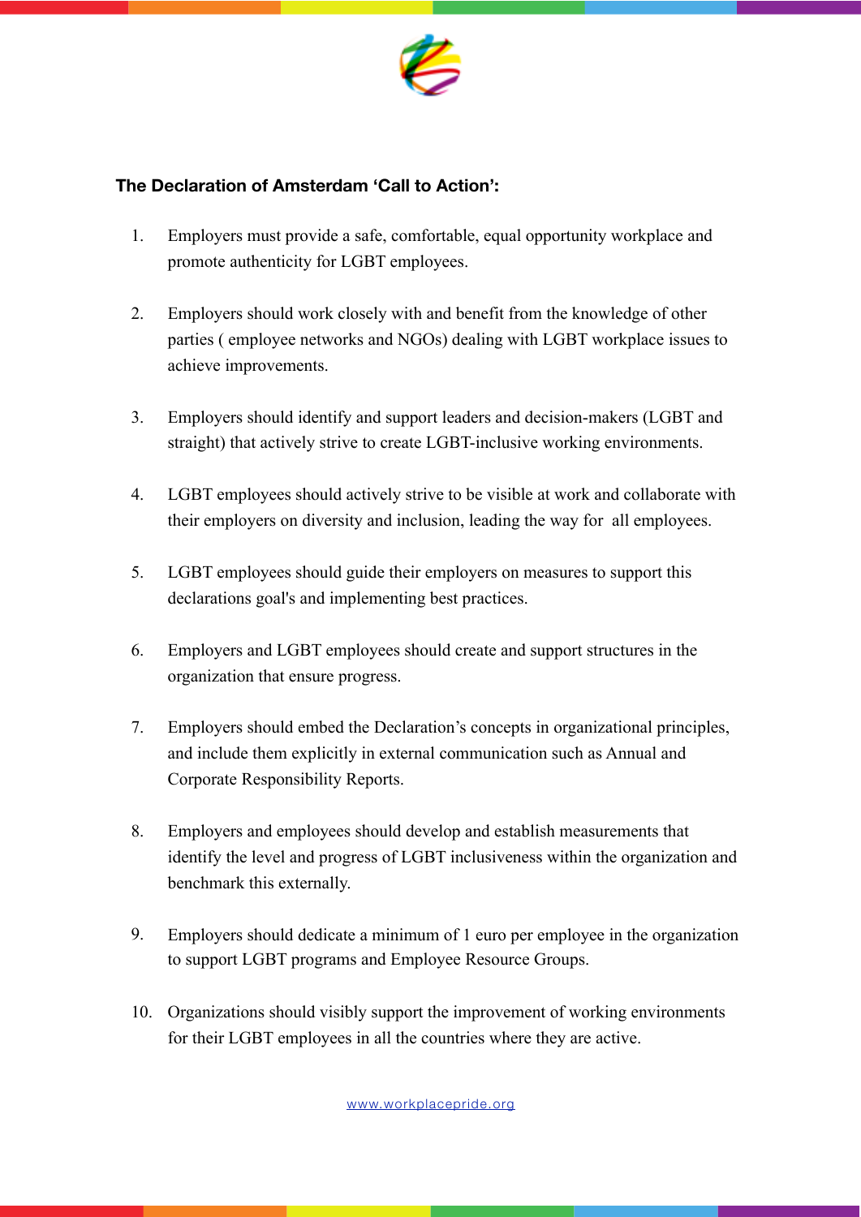**The Declaration of Amsterdam 'Call to Action':**

1. Employers must provide a safe, comfortable, equal opportunity workplace and promote authenticity for LGBT employees.

2. Employers should work closely with and benefit from the knowledge of other parties ( employee networks and NGOs) dealing with LGBT workplace issues to achieve improvements.

3. Employers should identify and support leaders and decision-makers (LGBT and straight) that actively strive to create LGBT-inclusive working environments.

4. LGBT employees should actively strive to be visible at work and collaborate with their employers on diversity and inclusion, leading the way for all employees.

5. LGBT employees should guide their employers on measures to support this declarations goal's and implementing best practices.

6. Employers and LGBT employees should create and support structures in the organization that ensure progress.

7. Employers should embed the Declaration's concepts in organizational principles, and include them explicitly in external communication such as Annual and Corporate Responsibility Reports.

8. Employers and employees should develop and establish measurements that identify the level and progress of LGBT inclusiveness within the organization and benchmark this externally.

9. Employers should dedicate a minimum of 1 euro per employee in the organization to support LGBT programs and Employee Resource Groups.

10. Organizations should visibly support the improvement of working environments for their LGBT employees in all the countries where they are active.

www.workplacepride.org